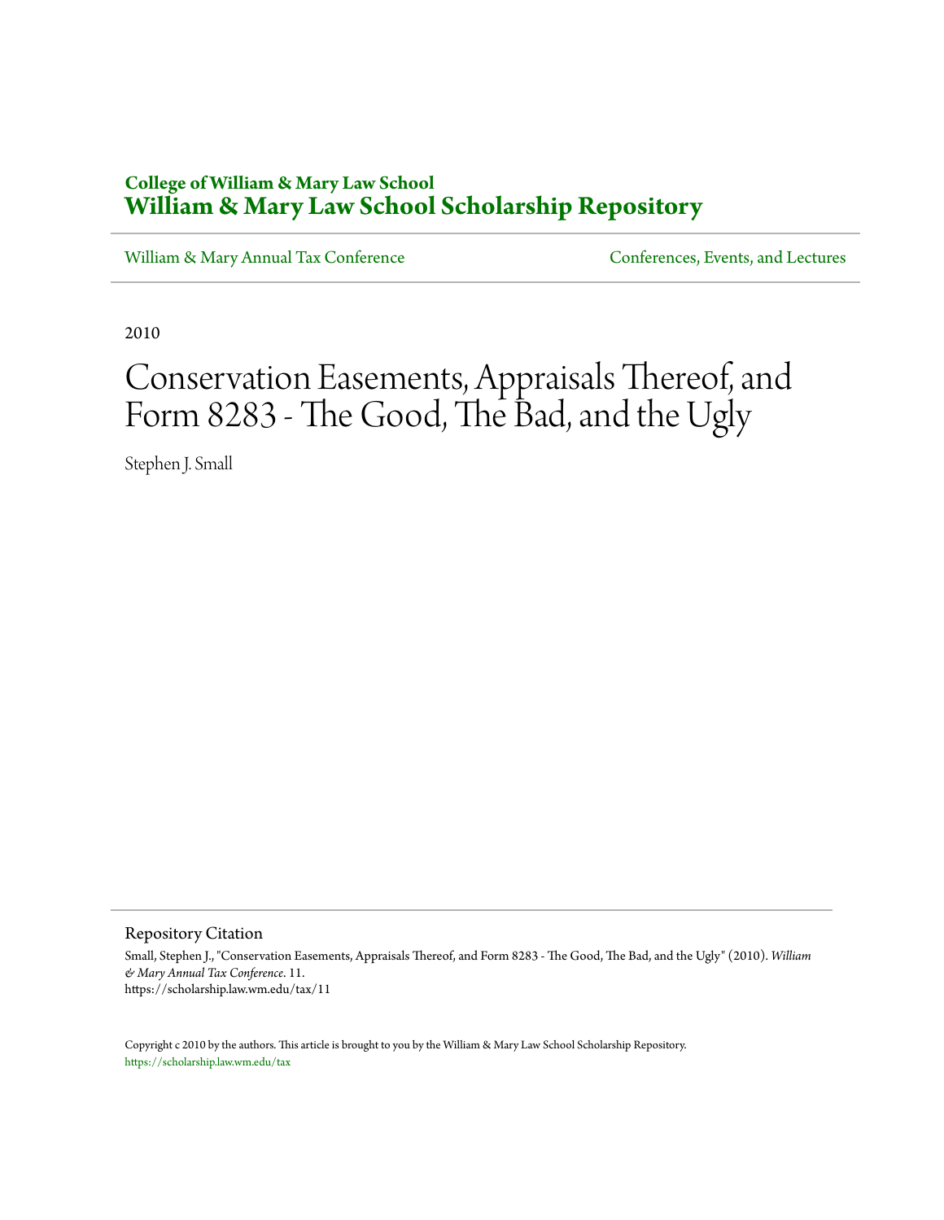**College of William & Mary Law School**
**William & Mary Law School Scholarship Repository**

William & Mary Annual Tax Conference | Conferences, Events, and Lectures

2010

# Conservation Easements, Appraisals Thereof, and Form 8283 - The Good, The Bad, and the Ugly

Stephen J. Small

## Repository Citation

Small, Stephen J., "Conservation Easements, Appraisals Thereof, and Form 8283 - The Good, The Bad, and the Ugly" (2010). *William & Mary Annual Tax Conference*. 11.
https://scholarship.law.wm.edu/tax/11

Copyright c 2010 by the authors. This article is brought to you by the William & Mary Law School Scholarship Repository.
https://scholarship.law.wm.edu/tax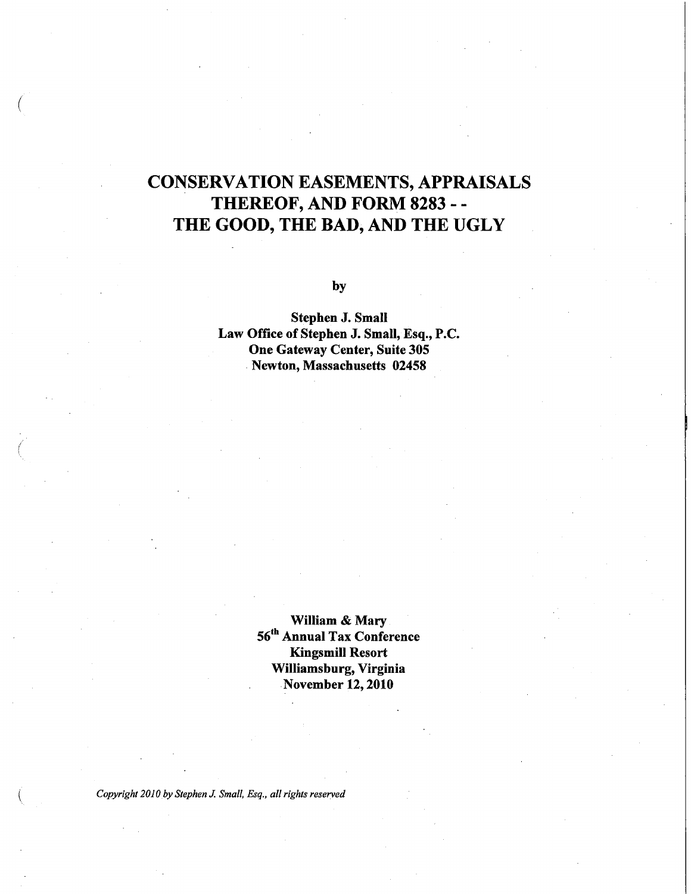# CONSERVATION EASEMENTS, APPRAISALS THEREOF, AND FORM 8283 - - THE GOOD, THE BAD, AND THE UGLY

by

**Stephen J. Small**
**Law Office of Stephen J. Small, Esq., P.C.**
**One Gateway Center, Suite 305**
**Newton, Massachusetts 02458**

**William & Mary**
**56th Annual Tax Conference**
**Kingsmill Resort**
**Williamsburg, Virginia**
**November 12, 2010**

*Copyright 2010 by Stephen J. Small, Esq., all rights reserved*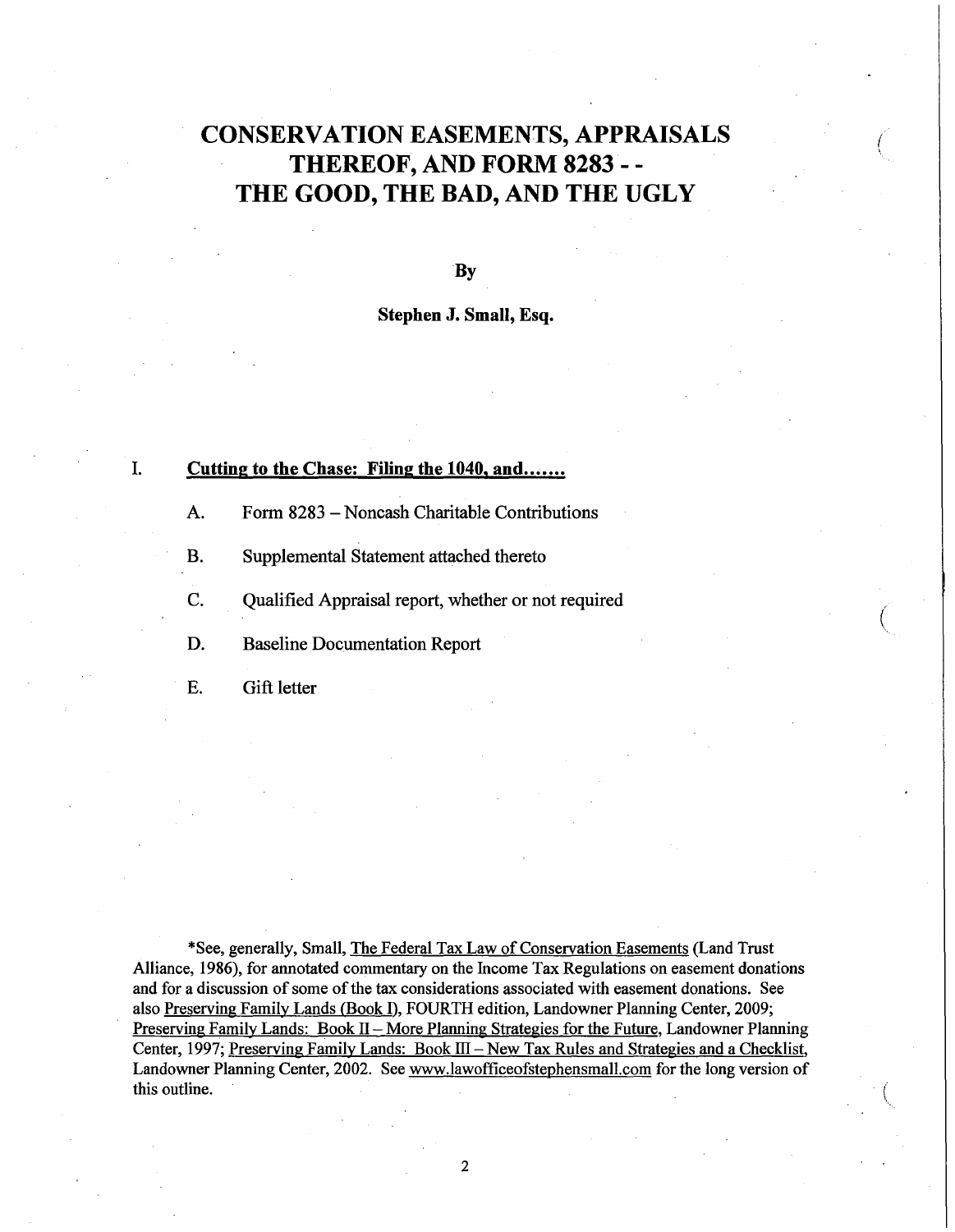# CONSERVATION EASEMENTS, APPRAISALS THEREOF, AND FORM 8283 - - THE GOOD, THE BAD, AND THE UGLY

By

**Stephen J. Small, Esq.**

## I. Cutting to the Chase: Filing the 1040, and…….

A. Form 8283 – Noncash Charitable Contributions

B. Supplemental Statement attached thereto

C. Qualified Appraisal report, whether or not required

D. Baseline Documentation Report

E. Gift letter

*See, generally, Small, The Federal Tax Law of Conservation Easements (Land Trust Alliance, 1986), for annotated commentary on the Income Tax Regulations on easement donations and for a discussion of some of the tax considerations associated with easement donations. See also Preserving Family Lands (Book I), FOURTH edition, Landowner Planning Center, 2009; Preserving Family Lands: Book II – More Planning Strategies for the Future, Landowner Planning Center, 1997; Preserving Family Lands: Book III – New Tax Rules and Strategies and a Checklist, Landowner Planning Center, 2002. See www.lawofficeofstephensmall.com for the long version of this outline.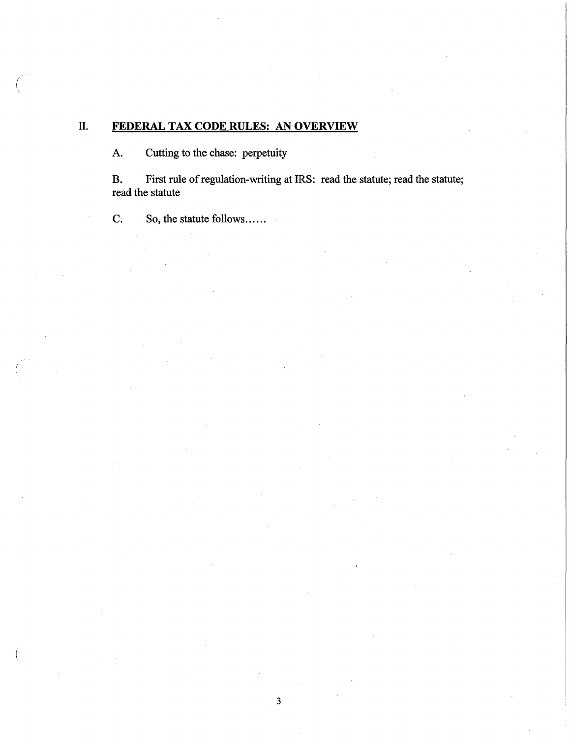## II. <u>FEDERAL TAX CODE RULES: AN OVERVIEW</u>

A. Cutting to the chase: perpetuity

B. First rule of regulation-writing at IRS: read the statute; read the statute; read the statute

C. So, the statute follows……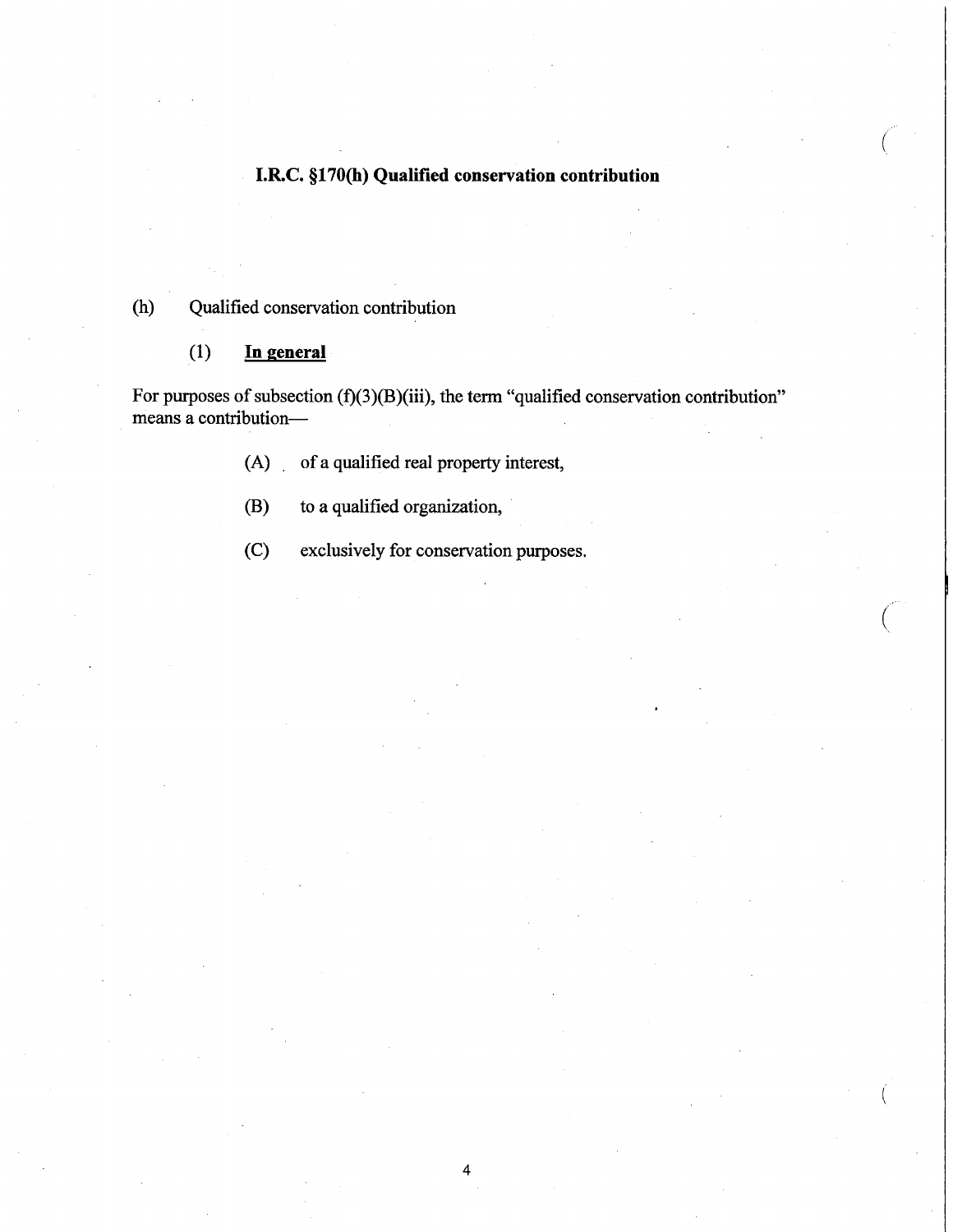## I.R.C. §170(h) Qualified conservation contribution

(h) Qualified conservation contribution

(1) **In general**

For purposes of subsection (f)(3)(B)(iii), the term "qualified conservation contribution" means a contribution—

(A) of a qualified real property interest,

(B) to a qualified organization,

(C) exclusively for conservation purposes.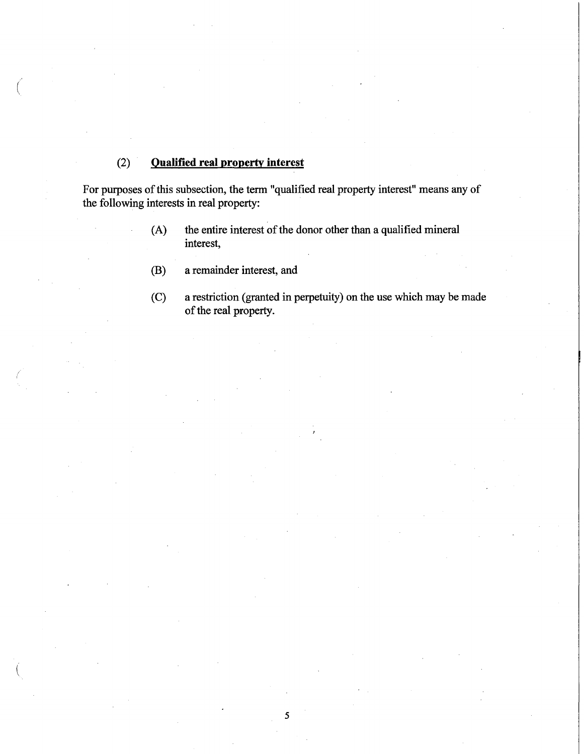### (2) **Qualified real property interest**

For purposes of this subsection, the term "qualified real property interest" means any of the following interests in real property:

(A) the entire interest of the donor other than a qualified mineral interest,

(B) a remainder interest, and

(C) a restriction (granted in perpetuity) on the use which may be made of the real property.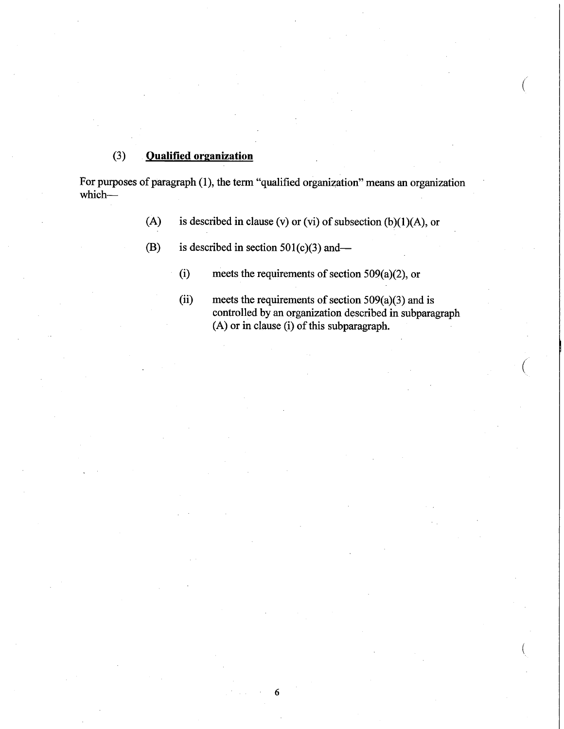### (3) **Qualified organization**

For purposes of paragraph (1), the term "qualified organization" means an organization which—

- (A) is described in clause (v) or (vi) of subsection (b)(1)(A), or
- (B) is described in section 501(c)(3) and—
  - (i) meets the requirements of section 509(a)(2), or
  - (ii) meets the requirements of section 509(a)(3) and is controlled by an organization described in subparagraph (A) or in clause (i) of this subparagraph.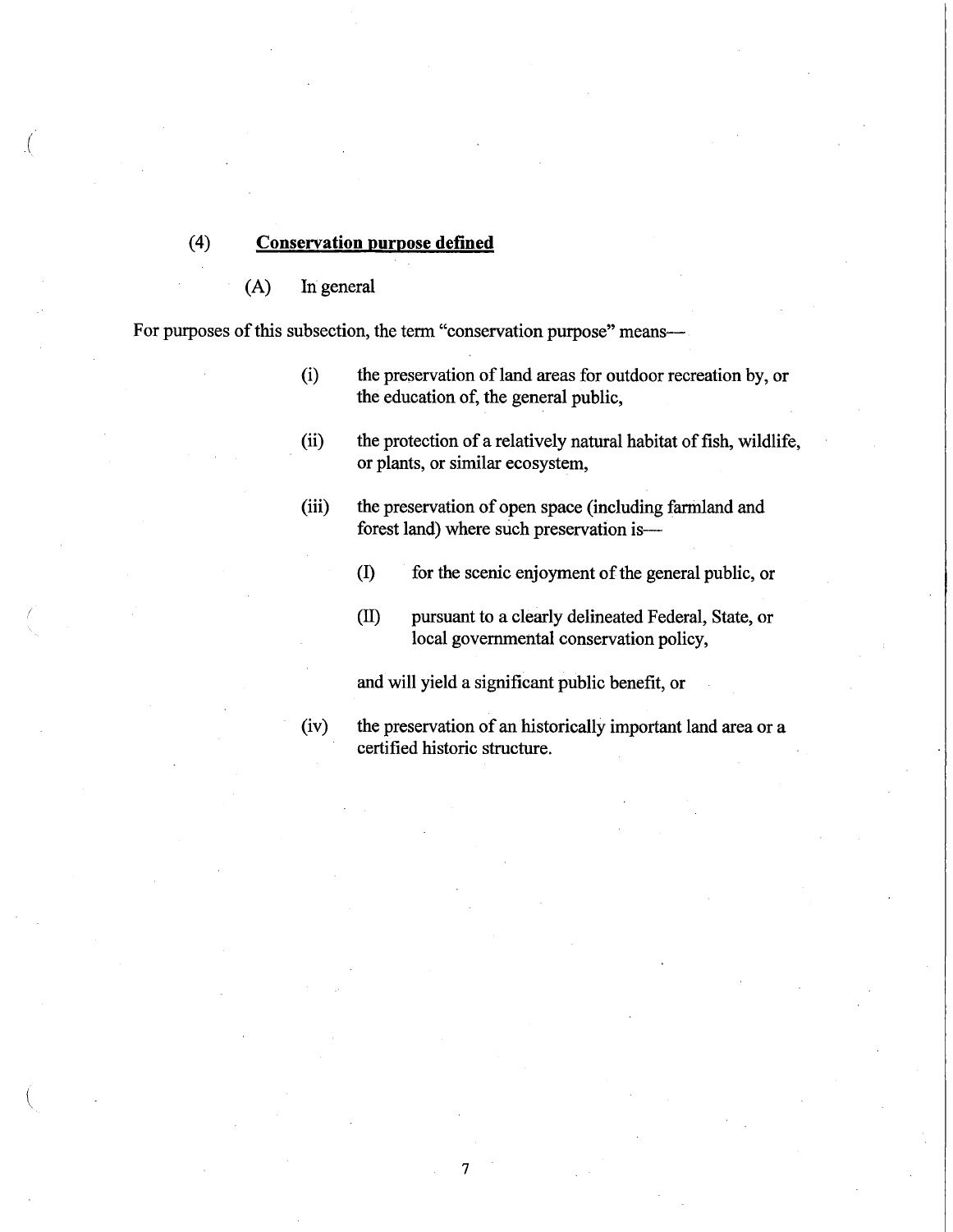(4) **Conservation purpose defined**

(A) In general

For purposes of this subsection, the term "conservation purpose" means—

(i) the preservation of land areas for outdoor recreation by, or the education of, the general public,

(ii) the protection of a relatively natural habitat of fish, wildlife, or plants, or similar ecosystem,

(iii) the preservation of open space (including farmland and forest land) where such preservation is—

(I) for the scenic enjoyment of the general public, or

(II) pursuant to a clearly delineated Federal, State, or local governmental conservation policy,

and will yield a significant public benefit, or

(iv) the preservation of an historically important land area or a certified historic structure.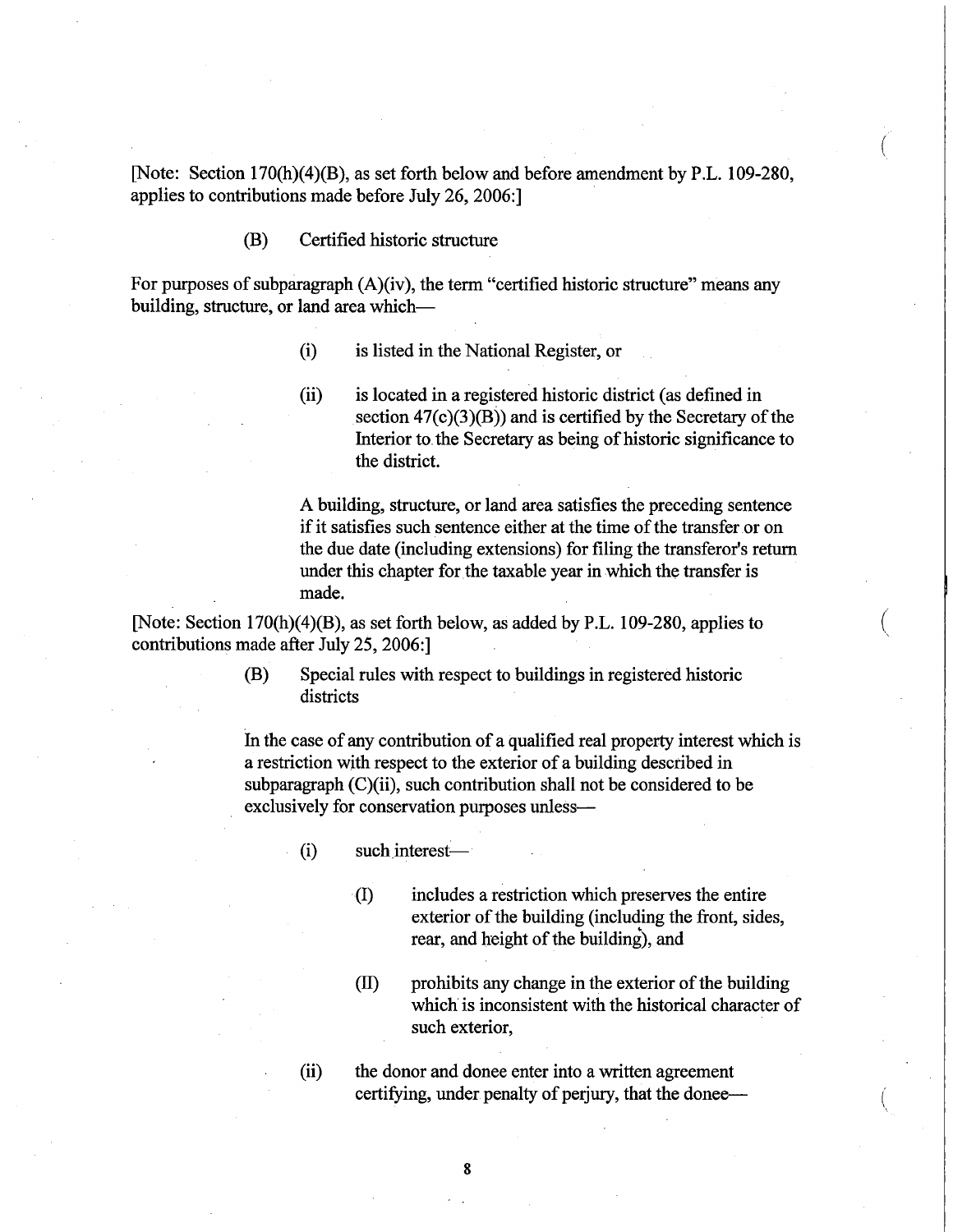[Note: Section 170(h)(4)(B), as set forth below and before amendment by P.L. 109-280, applies to contributions made before July 26, 2006:]

(B) Certified historic structure

For purposes of subparagraph (A)(iv), the term "certified historic structure" means any building, structure, or land area which—

- (i) is listed in the National Register, or
- (ii) is located in a registered historic district (as defined in section 47(c)(3)(B)) and is certified by the Secretary of the Interior to the Secretary as being of historic significance to the district.

A building, structure, or land area satisfies the preceding sentence if it satisfies such sentence either at the time of the transfer or on the due date (including extensions) for filing the transferor's return under this chapter for the taxable year in which the transfer is made.

[Note: Section 170(h)(4)(B), as set forth below, as added by P.L. 109-280, applies to contributions made after July 25, 2006:]

(B) Special rules with respect to buildings in registered historic districts

In the case of any contribution of a qualified real property interest which is a restriction with respect to the exterior of a building described in subparagraph (C)(ii), such contribution shall not be considered to be exclusively for conservation purposes unless—

- (i) such interest—
  - (I) includes a restriction which preserves the entire exterior of the building (including the front, sides, rear, and height of the building), and
  - (II) prohibits any change in the exterior of the building which is inconsistent with the historical character of such exterior,
- (ii) the donor and donee enter into a written agreement certifying, under penalty of perjury, that the donee—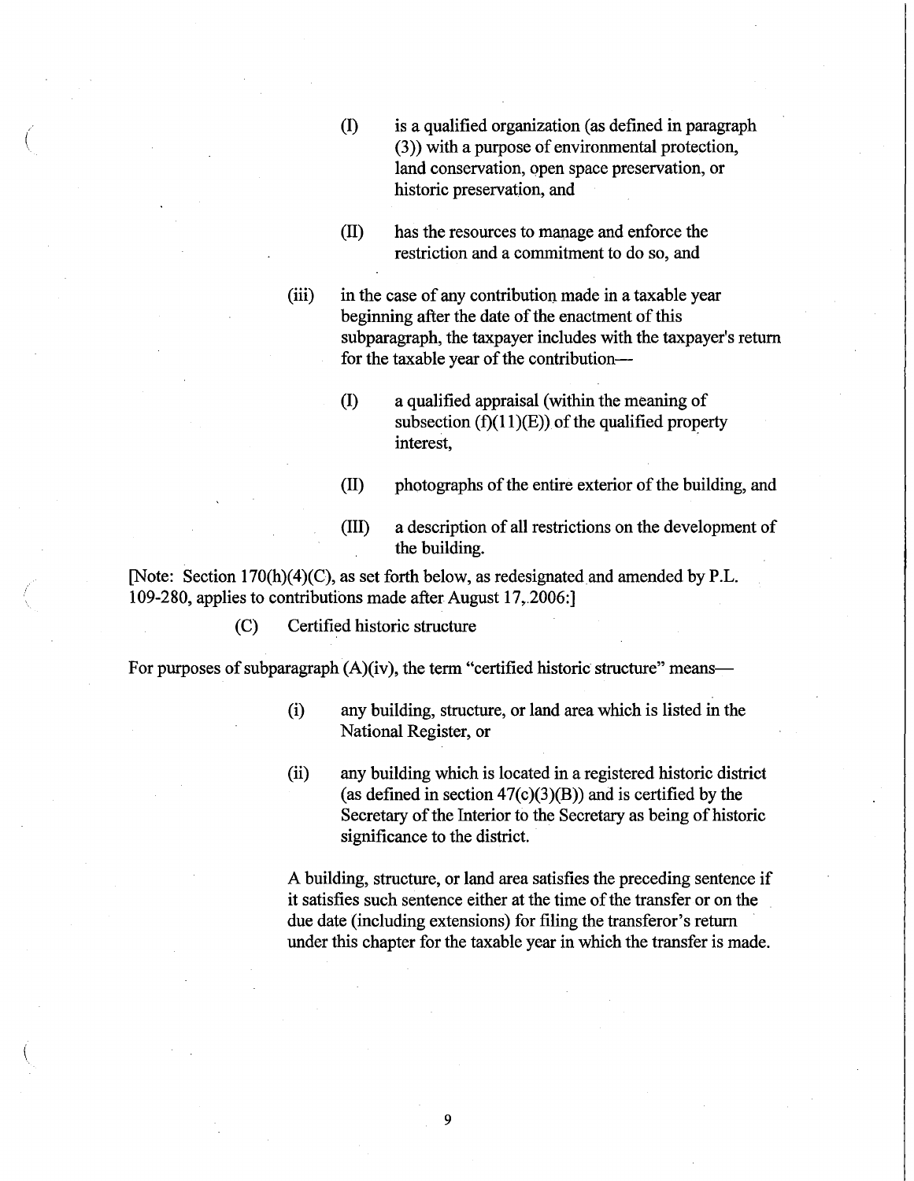(I) is a qualified organization (as defined in paragraph (3)) with a purpose of environmental protection, land conservation, open space preservation, or historic preservation, and

(II) has the resources to manage and enforce the restriction and a commitment to do so, and

(iii) in the case of any contribution made in a taxable year beginning after the date of the enactment of this subparagraph, the taxpayer includes with the taxpayer's return for the taxable year of the contribution—

(I) a qualified appraisal (within the meaning of subsection (f)(11)(E)) of the qualified property interest,

(II) photographs of the entire exterior of the building, and

(III) a description of all restrictions on the development of the building.

[Note: Section 170(h)(4)(C), as set forth below, as redesignated and amended by P.L. 109-280, applies to contributions made after August 17, 2006:]

(C) Certified historic structure

For purposes of subparagraph (A)(iv), the term "certified historic structure" means—

(i) any building, structure, or land area which is listed in the National Register, or

(ii) any building which is located in a registered historic district (as defined in section 47(c)(3)(B)) and is certified by the Secretary of the Interior to the Secretary as being of historic significance to the district.

A building, structure, or land area satisfies the preceding sentence if it satisfies such sentence either at the time of the transfer or on the due date (including extensions) for filing the transferor's return under this chapter for the taxable year in which the transfer is made.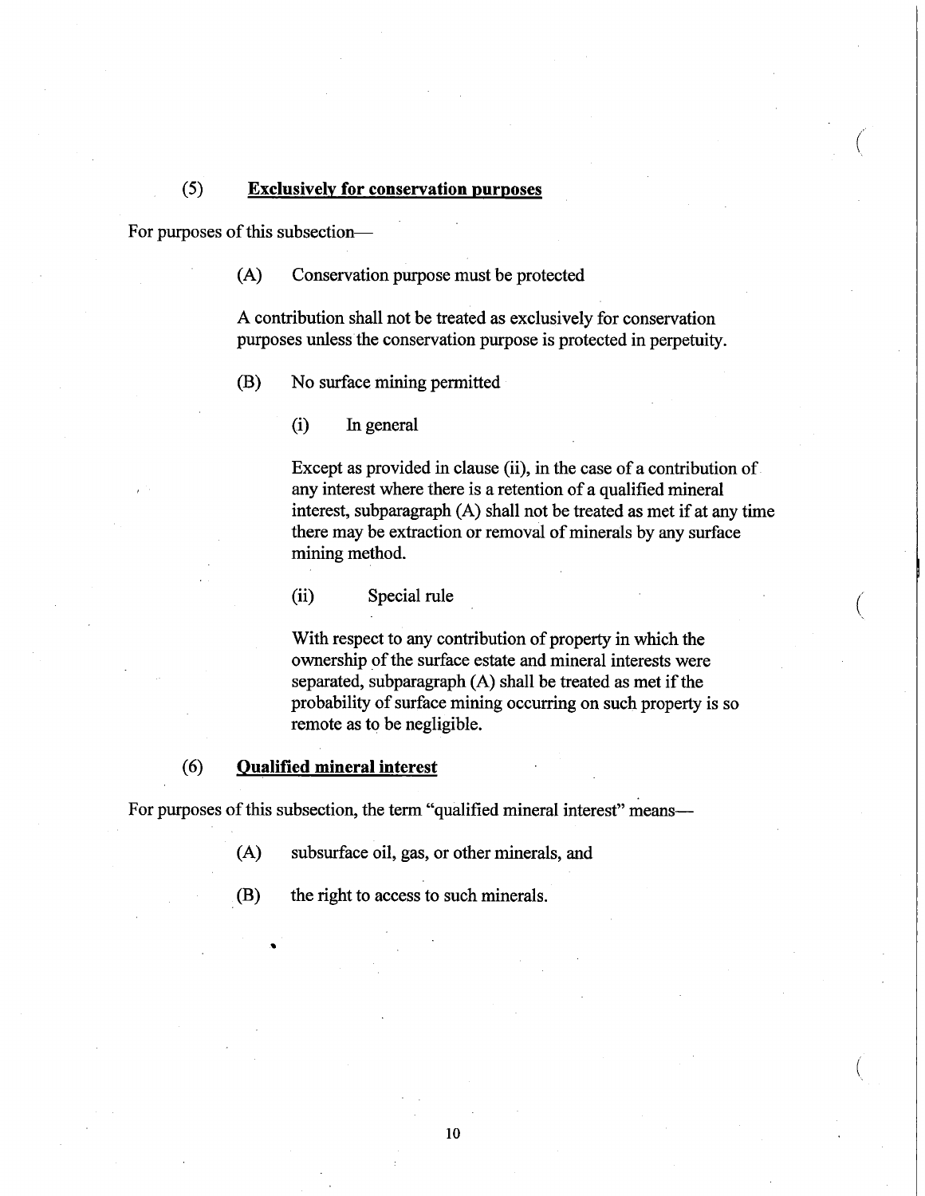(5) **Exclusively for conservation purposes**

For purposes of this subsection—

(A) Conservation purpose must be protected

A contribution shall not be treated as exclusively for conservation purposes unless the conservation purpose is protected in perpetuity.

(B) No surface mining permitted

(i) In general

Except as provided in clause (ii), in the case of a contribution of any interest where there is a retention of a qualified mineral interest, subparagraph (A) shall not be treated as met if at any time there may be extraction or removal of minerals by any surface mining method.

(ii) Special rule

With respect to any contribution of property in which the ownership of the surface estate and mineral interests were separated, subparagraph (A) shall be treated as met if the probability of surface mining occurring on such property is so remote as to be negligible.

(6) **Qualified mineral interest**

For purposes of this subsection, the term "qualified mineral interest" means—

(A) subsurface oil, gas, or other minerals, and

(B) the right to access to such minerals.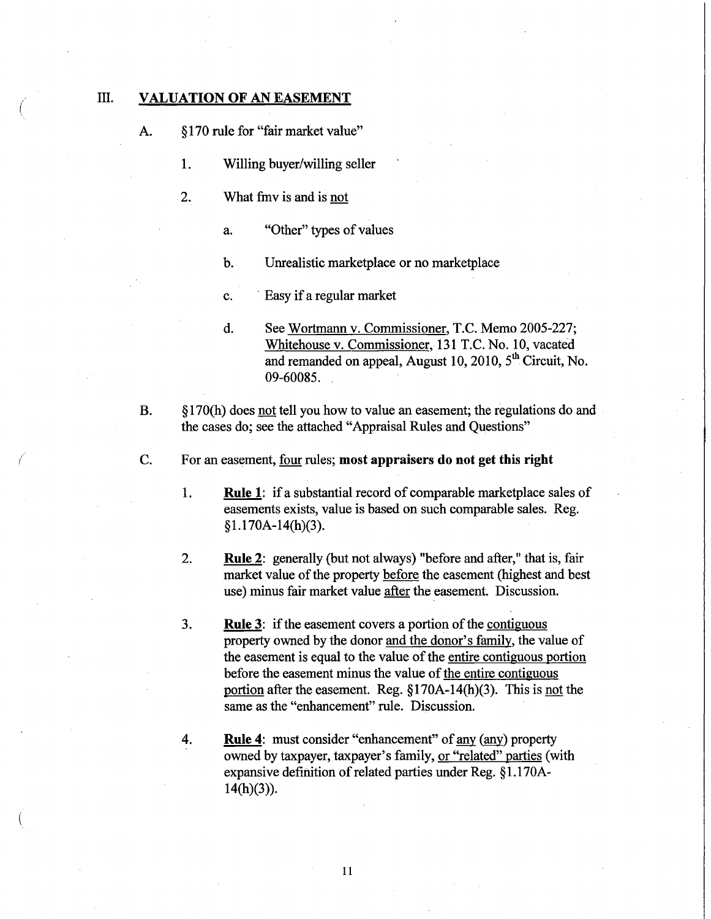## III. VALUATION OF AN EASEMENT

A. §170 rule for "fair market value"

1. Willing buyer/willing seller

2. What fmv is and is not

   a. "Other" types of values

   b. Unrealistic marketplace or no marketplace

   c. Easy if a regular market

   d. See Wortmann v. Commissioner, T.C. Memo 2005-227; Whitehouse v. Commissioner, 131 T.C. No. 10, vacated and remanded on appeal, August 10, 2010, 5th Circuit, No. 09-60085.

B. §170(h) does not tell you how to value an easement; the regulations do and the cases do; see the attached "Appraisal Rules and Questions"

C. For an easement, four rules; **most appraisers do not get this right**

1. **Rule 1**: if a substantial record of comparable marketplace sales of easements exists, value is based on such comparable sales. Reg. §1.170A-14(h)(3).

2. **Rule 2**: generally (but not always) "before and after," that is, fair market value of the property before the easement (highest and best use) minus fair market value after the easement. Discussion.

3. **Rule 3**: if the easement covers a portion of the contiguous property owned by the donor and the donor's family, the value of the easement is equal to the value of the entire contiguous portion before the easement minus the value of the entire contiguous portion after the easement. Reg. §170A-14(h)(3). This is not the same as the "enhancement" rule. Discussion.

4. **Rule 4**: must consider "enhancement" of any (any) property owned by taxpayer, taxpayer's family, or "related" parties (with expansive definition of related parties under Reg. §1.170A-14(h)(3)).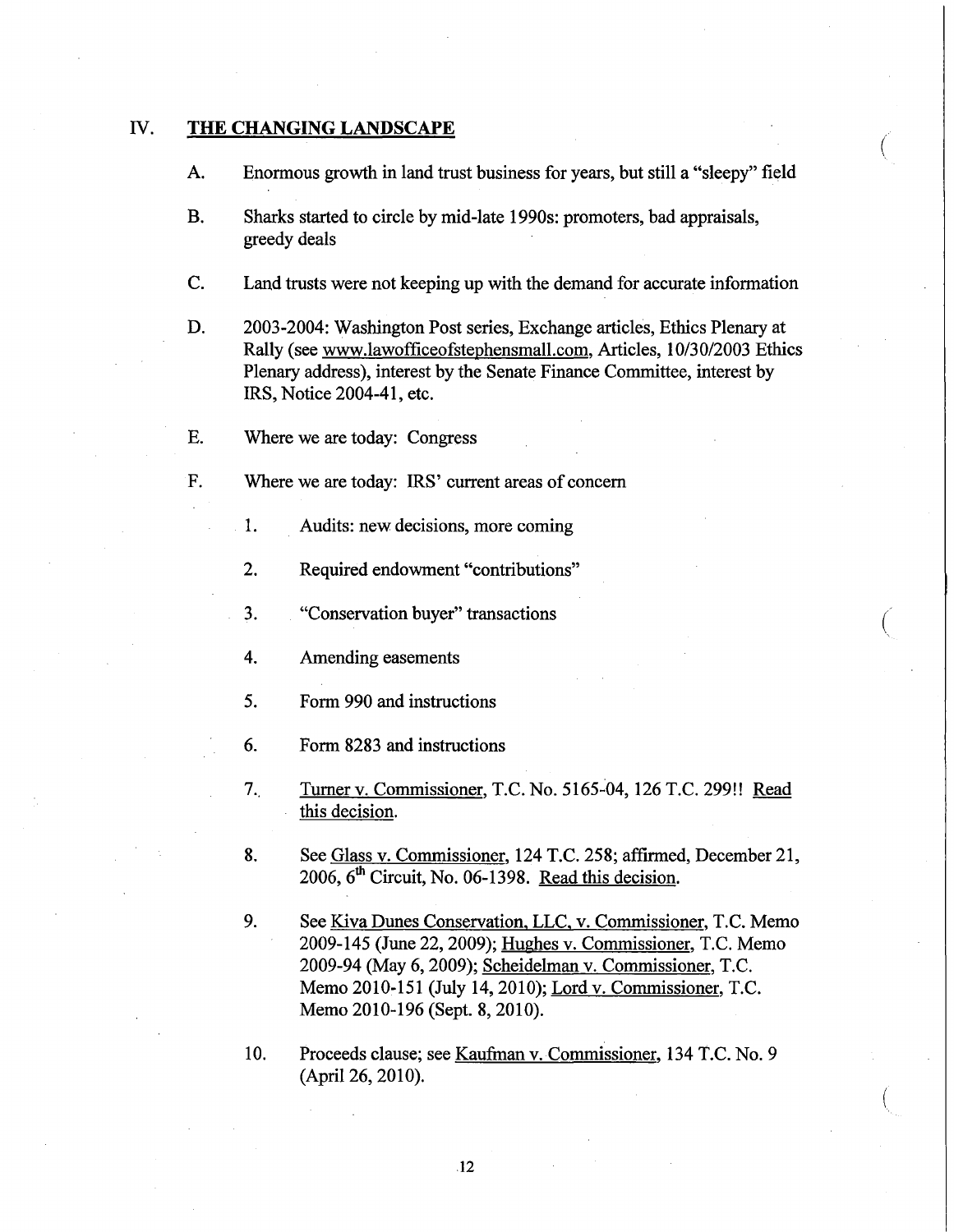## IV. THE CHANGING LANDSCAPE

A. Enormous growth in land trust business for years, but still a "sleepy" field

B. Sharks started to circle by mid-late 1990s: promoters, bad appraisals, greedy deals

C. Land trusts were not keeping up with the demand for accurate information

D. 2003-2004: Washington Post series, Exchange articles, Ethics Plenary at Rally (see www.lawofficeofstephensmall.com, Articles, 10/30/2003 Ethics Plenary address), interest by the Senate Finance Committee, interest by IRS, Notice 2004-41, etc.

E. Where we are today: Congress

F. Where we are today: IRS' current areas of concern

1. Audits: new decisions, more coming
2. Required endowment "contributions"
3. "Conservation buyer" transactions
4. Amending easements
5. Form 990 and instructions
6. Form 8283 and instructions
7. Turner v. Commissioner, T.C. No. 5165-04, 126 T.C. 299!! Read this decision.
8. See Glass v. Commissioner, 124 T.C. 258; affirmed, December 21, 2006, 6th Circuit, No. 06-1398. Read this decision.
9. See Kiva Dunes Conservation, LLC, v. Commissioner, T.C. Memo 2009-145 (June 22, 2009); Hughes v. Commissioner, T.C. Memo 2009-94 (May 6, 2009); Scheidelman v. Commissioner, T.C. Memo 2010-151 (July 14, 2010); Lord v. Commissioner, T.C. Memo 2010-196 (Sept. 8, 2010).
10. Proceeds clause; see Kaufman v. Commissioner, 134 T.C. No. 9 (April 26, 2010).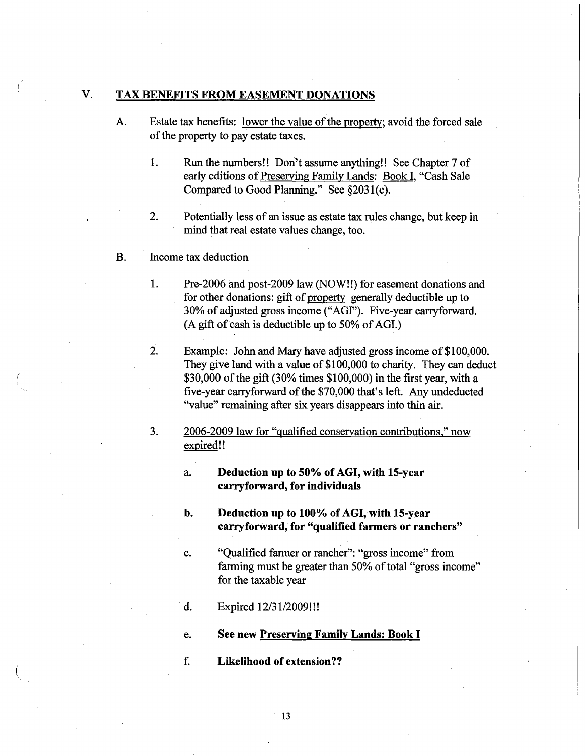## V. <u>TAX BENEFITS FROM EASEMENT DONATIONS</u>

A. Estate tax benefits: <u>lower the value of the property</u>; avoid the forced sale of the property to pay estate taxes.

1. Run the numbers!! Don't assume anything!! See Chapter 7 of early editions of <u>Preserving Family Lands</u>: <u>Book I</u>, "Cash Sale Compared to Good Planning." See §2031(c).

2. Potentially less of an issue as estate tax rules change, but keep in mind that real estate values change, too.

B. Income tax deduction

1. Pre-2006 and post-2009 law (NOW!!) for easement donations and for other donations: gift of <u>property</u> generally deductible up to 30% of adjusted gross income ("AGI"). Five-year carryforward. (A gift of cash is deductible up to 50% of AGI.)

2. Example: John and Mary have adjusted gross income of $100,000. They give land with a value of $100,000 to charity. They can deduct $30,000 of the gift (30% times $100,000) in the first year, with a five-year carryforward of the $70,000 that's left. Any undeducted "value" remaining after six years disappears into thin air.

3. <u>2006-2009 law for "qualified conservation contributions," now expired</u>!!

   a. **Deduction up to 50% of AGI, with 15-year carryforward, for individuals**

   b. **Deduction up to 100% of AGI, with 15-year carryforward, for "qualified farmers or ranchers"**

   c. "Qualified farmer or rancher": "gross income" from farming must be greater than 50% of total "gross income" for the taxable year

   d. Expired 12/31/2009!!!

   e. **See new <u>Preserving Family Lands: Book I</u>**

   f. **Likelihood of extension??**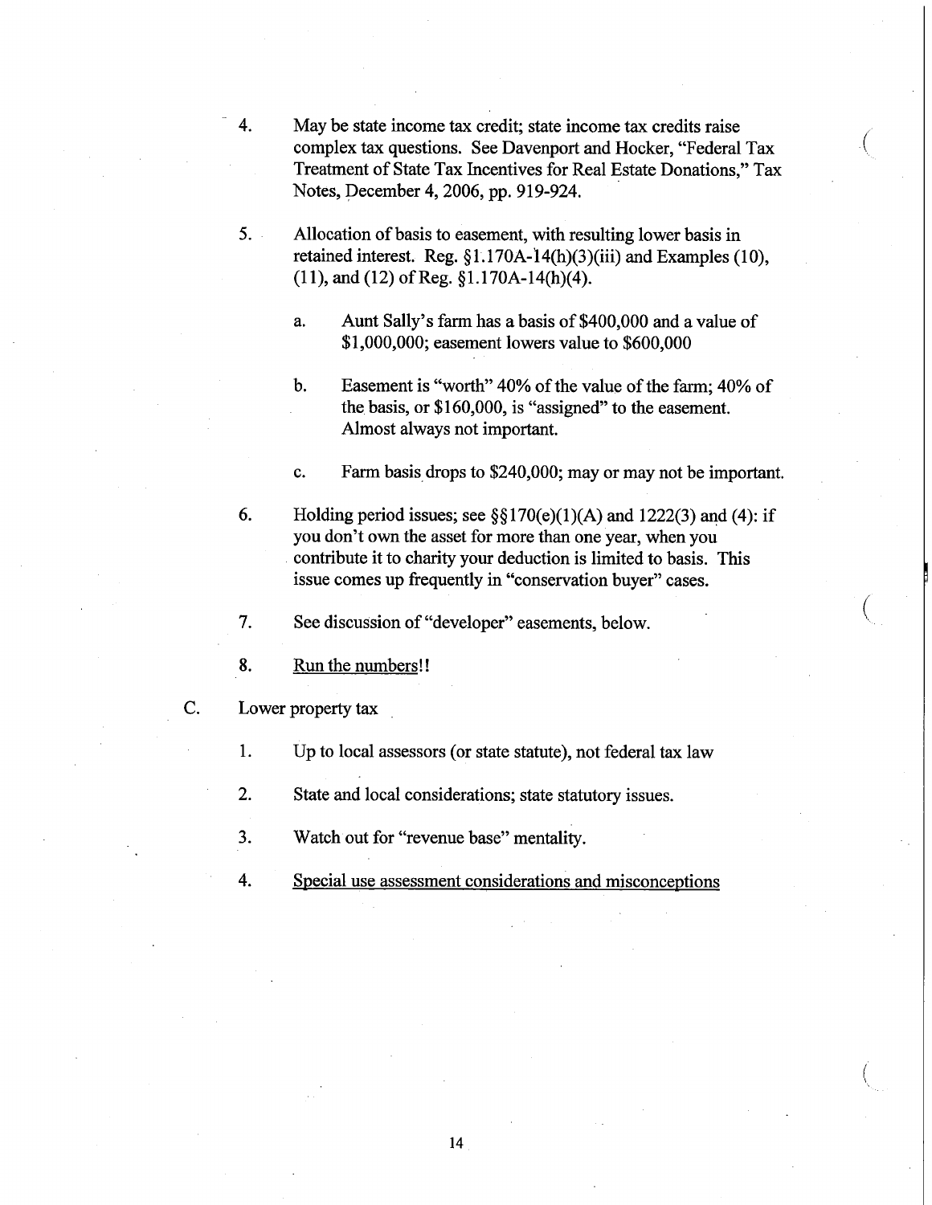4. May be state income tax credit; state income tax credits raise complex tax questions. See Davenport and Hocker, "Federal Tax Treatment of State Tax Incentives for Real Estate Donations," Tax Notes, December 4, 2006, pp. 919-924.

5. Allocation of basis to easement, with resulting lower basis in retained interest. Reg. §1.170A-14(h)(3)(iii) and Examples (10), (11), and (12) of Reg. §1.170A-14(h)(4).

   a. Aunt Sally's farm has a basis of $400,000 and a value of $1,000,000; easement lowers value to $600,000

   b. Easement is "worth" 40% of the value of the farm; 40% of the basis, or $160,000, is "assigned" to the easement. Almost always not important.

   c. Farm basis drops to $240,000; may or may not be important.

6. Holding period issues; see §§170(e)(1)(A) and 1222(3) and (4): if you don't own the asset for more than one year, when you contribute it to charity your deduction is limited to basis. This issue comes up frequently in "conservation buyer" cases.

7. See discussion of "developer" easements, below.

8. <u>Run the numbers!!</u>

C. Lower property tax

1. Up to local assessors (or state statute), not federal tax law

2. State and local considerations; state statutory issues.

3. Watch out for "revenue base" mentality.

4. <u>Special use assessment considerations and misconceptions</u>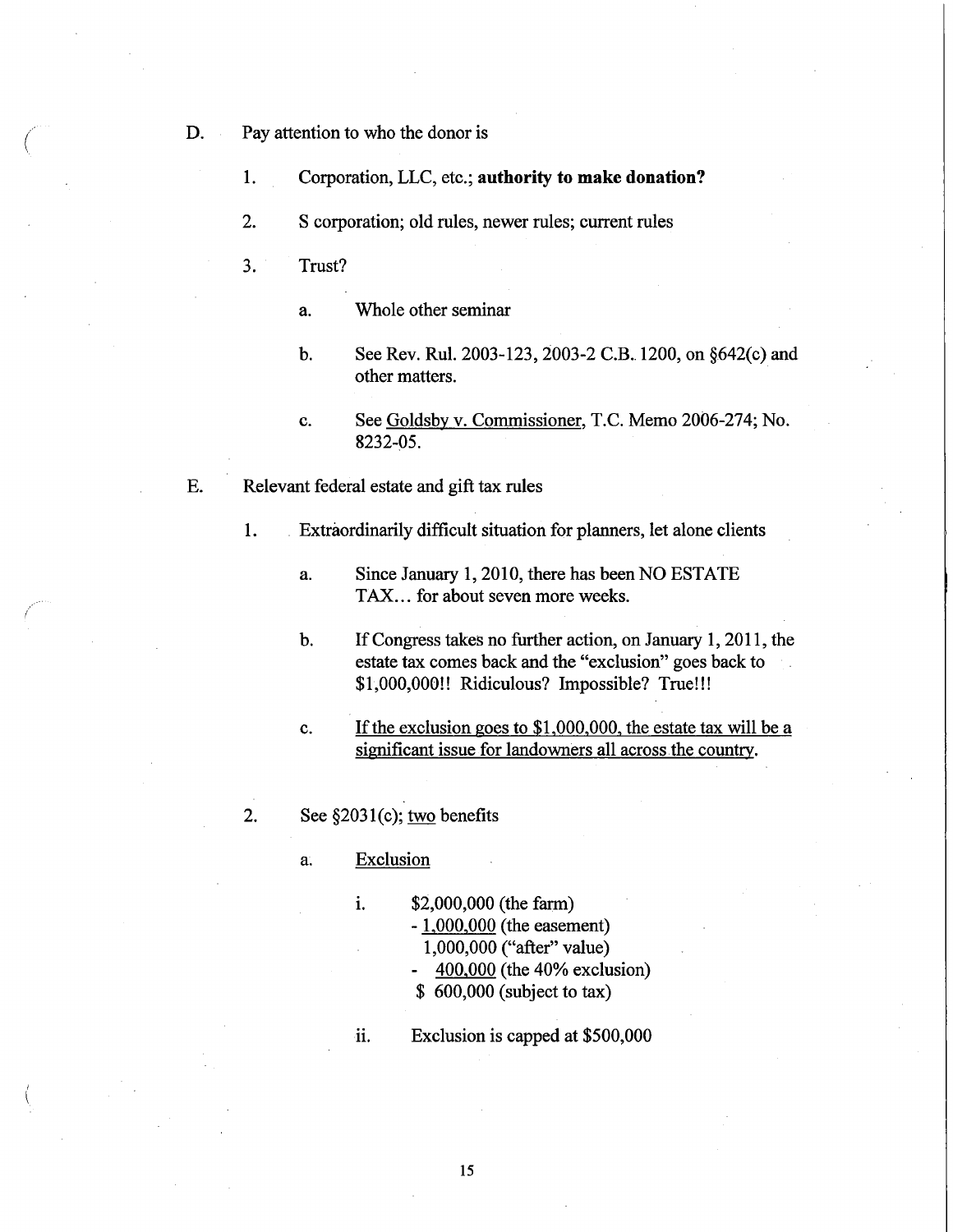D. Pay attention to who the donor is

1. Corporation, LLC, etc.; **authority to make donation?**

2. S corporation; old rules, newer rules; current rules

3. Trust?

   a. Whole other seminar

   b. See Rev. Rul. 2003-123, 2003-2 C.B. 1200, on §642(c) and other matters.

   c. See Goldsby v. Commissioner, T.C. Memo 2006-274; No. 8232-05.

E. Relevant federal estate and gift tax rules

1. Extraordinarily difficult situation for planners, let alone clients

   a. Since January 1, 2010, there has been NO ESTATE TAX… for about seven more weeks.

   b. If Congress takes no further action, on January 1, 2011, the estate tax comes back and the "exclusion" goes back to $1,000,000!! Ridiculous? Impossible? True!!!

   c. If the exclusion goes to $1,000,000, the estate tax will be a significant issue for landowners all across the country.

2. See §2031(c); two benefits

   a. Exclusion

      i. $2,000,000 (the farm)
      \- 1,000,000 (the easement)
      1,000,000 ("after" value)
      \- 400,000 (the 40% exclusion)
      $ 600,000 (subject to tax)

      ii. Exclusion is capped at $500,000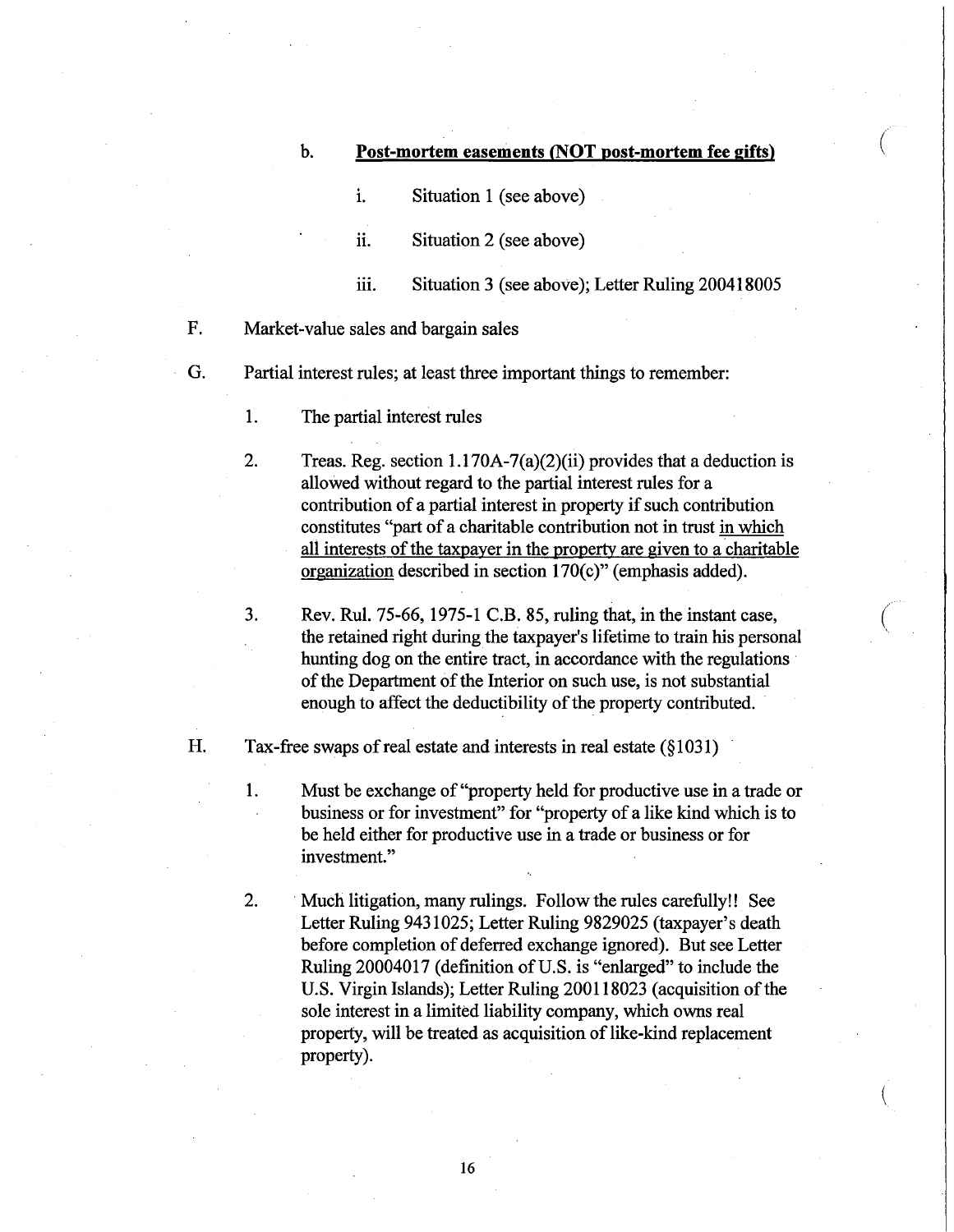b. **<u>Post-mortem easements (NOT post-mortem fee gifts)</u>**

   i. Situation 1 (see above)

   ii. Situation 2 (see above)

   iii. Situation 3 (see above); Letter Ruling 200418005

F. Market-value sales and bargain sales

G. Partial interest rules; at least three important things to remember:

1. The partial interest rules

2. Treas. Reg. section 1.170A-7(a)(2)(ii) provides that a deduction is allowed without regard to the partial interest rules for a contribution of a partial interest in property if such contribution constitutes "part of a charitable contribution not in trust <u>in which all interests of the taxpayer in the property are given to a charitable organization</u> described in section 170(c)" (emphasis added).

3. Rev. Rul. 75-66, 1975-1 C.B. 85, ruling that, in the instant case, the retained right during the taxpayer's lifetime to train his personal hunting dog on the entire tract, in accordance with the regulations of the Department of the Interior on such use, is not substantial enough to affect the deductibility of the property contributed.

H. Tax-free swaps of real estate and interests in real estate (§1031)

1. Must be exchange of "property held for productive use in a trade or business or for investment" for "property of a like kind which is to be held either for productive use in a trade or business or for investment."

2. Much litigation, many rulings. Follow the rules carefully!! See Letter Ruling 9431025; Letter Ruling 9829025 (taxpayer's death before completion of deferred exchange ignored). But see Letter Ruling 20004017 (definition of U.S. is "enlarged" to include the U.S. Virgin Islands); Letter Ruling 200118023 (acquisition of the sole interest in a limited liability company, which owns real property, will be treated as acquisition of like-kind replacement property).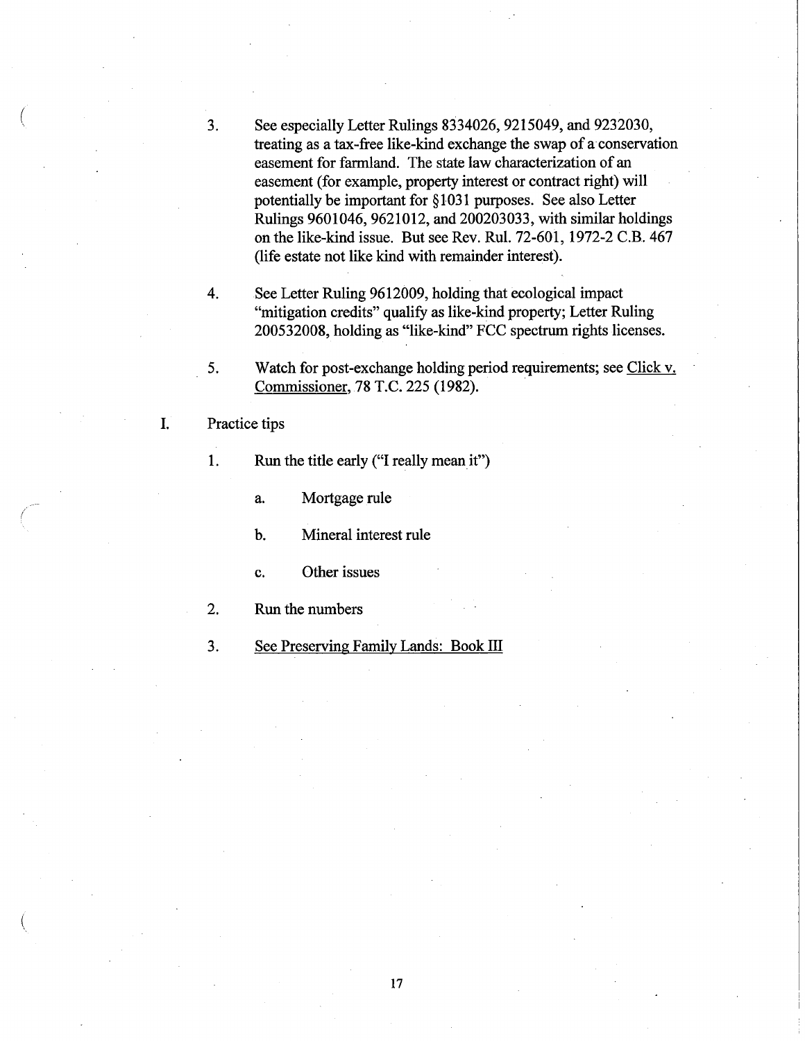3. See especially Letter Rulings 8334026, 9215049, and 9232030, treating as a tax-free like-kind exchange the swap of a conservation easement for farmland. The state law characterization of an easement (for example, property interest or contract right) will potentially be important for §1031 purposes. See also Letter Rulings 9601046, 9621012, and 200203033, with similar holdings on the like-kind issue. But see Rev. Rul. 72-601, 1972-2 C.B. 467 (life estate not like kind with remainder interest).

4. See Letter Ruling 9612009, holding that ecological impact "mitigation credits" qualify as like-kind property; Letter Ruling 200532008, holding as "like-kind" FCC spectrum rights licenses.

5. Watch for post-exchange holding period requirements; see <u>Click v. Commissioner</u>, 78 T.C. 225 (1982).

I. Practice tips

   1. Run the title early ("I really mean it")

      a. Mortgage rule

      b. Mineral interest rule

      c. Other issues

   2. Run the numbers

   3. <u>See Preserving Family Lands: Book III</u>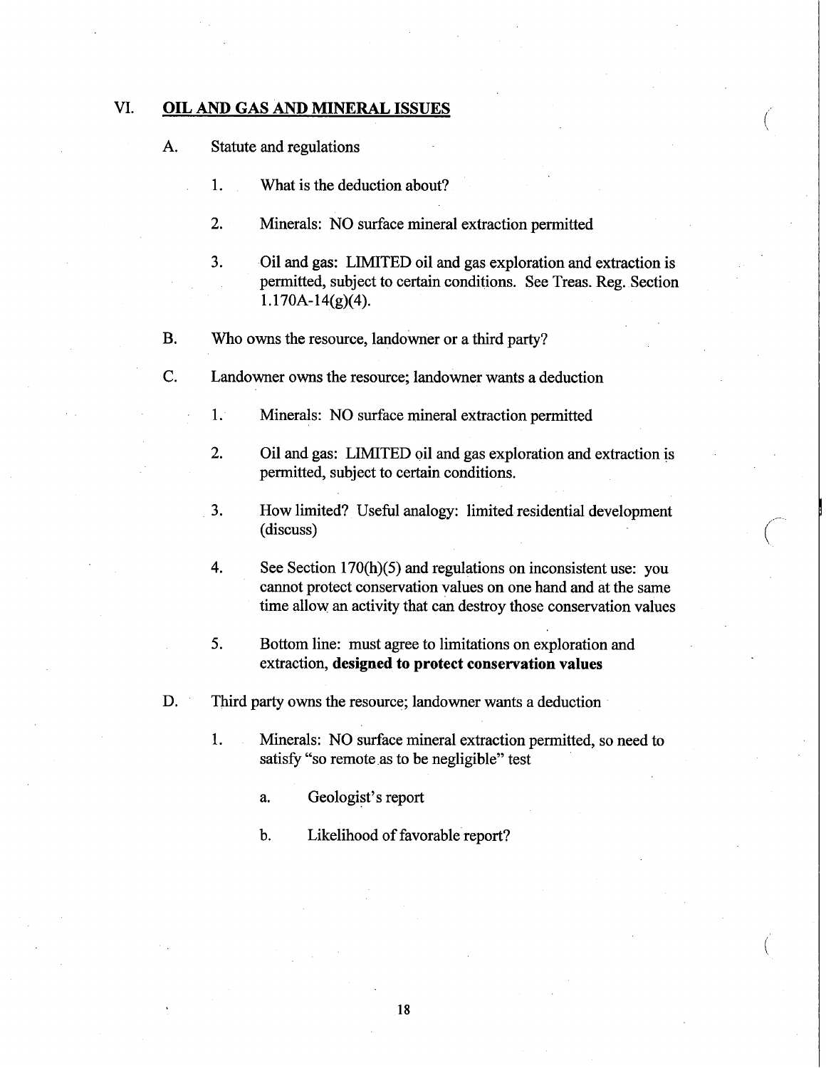## VI. OIL AND GAS AND MINERAL ISSUES

A. Statute and regulations

1. What is the deduction about?

2. Minerals: NO surface mineral extraction permitted

3. Oil and gas: LIMITED oil and gas exploration and extraction is permitted, subject to certain conditions. See Treas. Reg. Section 1.170A-14(g)(4).

B. Who owns the resource, landowner or a third party?

C. Landowner owns the resource; landowner wants a deduction

1. Minerals: NO surface mineral extraction permitted

2. Oil and gas: LIMITED oil and gas exploration and extraction is permitted, subject to certain conditions.

3. How limited? Useful analogy: limited residential development (discuss)

4. See Section 170(h)(5) and regulations on inconsistent use: you cannot protect conservation values on one hand and at the same time allow an activity that can destroy those conservation values

5. Bottom line: must agree to limitations on exploration and extraction, **designed to protect conservation values**

D. Third party owns the resource; landowner wants a deduction

1. Minerals: NO surface mineral extraction permitted, so need to satisfy "so remote as to be negligible" test

   a. Geologist's report

   b. Likelihood of favorable report?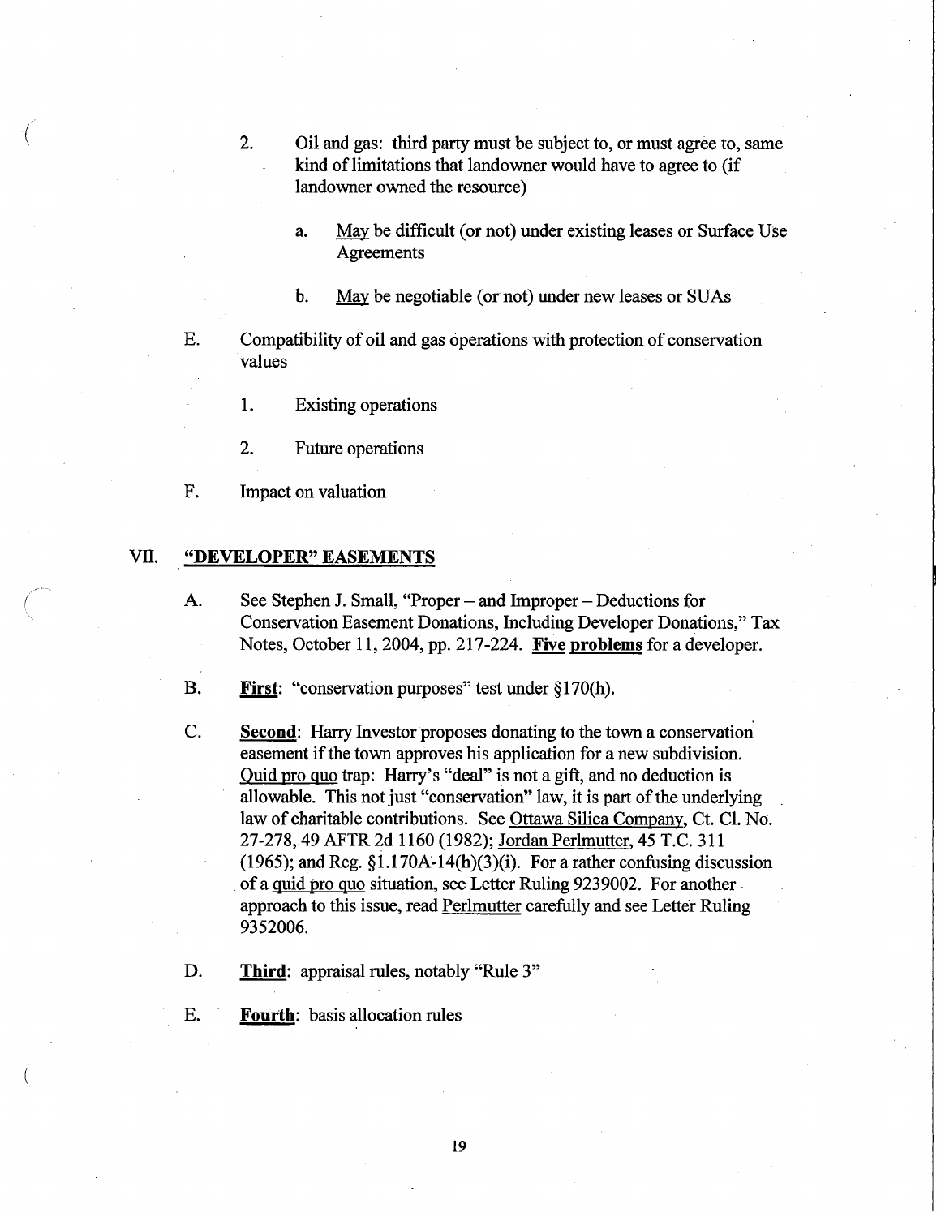2. Oil and gas: third party must be subject to, or must agree to, same kind of limitations that landowner would have to agree to (if landowner owned the resource)

   a. <u>May</u> be difficult (or not) under existing leases or Surface Use Agreements

   b. <u>May</u> be negotiable (or not) under new leases or SUAs

E. Compatibility of oil and gas operations with protection of conservation values

   1. Existing operations

   2. Future operations

F. Impact on valuation

## VII. <u>"DEVELOPER" EASEMENTS</u>

A. See Stephen J. Small, "Proper – and Improper – Deductions for Conservation Easement Donations, Including Developer Donations," Tax Notes, October 11, 2004, pp. 217-224. **<u>Five problems</u>** for a developer.

B. **<u>First</u>**: "conservation purposes" test under §170(h).

C. **<u>Second</u>**: Harry Investor proposes donating to the town a conservation easement if the town approves his application for a new subdivision. <u>Quid pro quo</u> trap: Harry's "deal" is not a gift, and no deduction is allowable. This not just "conservation" law, it is part of the underlying law of charitable contributions. See <u>Ottawa Silica Company</u>, Ct. Cl. No. 27-278, 49 AFTR 2d 1160 (1982); <u>Jordan Perlmutter</u>, 45 T.C. 311 (1965); and Reg. §1.170A-14(h)(3)(i). For a rather confusing discussion of a <u>quid pro quo</u> situation, see Letter Ruling 9239002. For another approach to this issue, read <u>Perlmutter</u> carefully and see Letter Ruling 9352006.

D. **<u>Third</u>**: appraisal rules, notably "Rule 3"

E. **<u>Fourth</u>**: basis allocation rules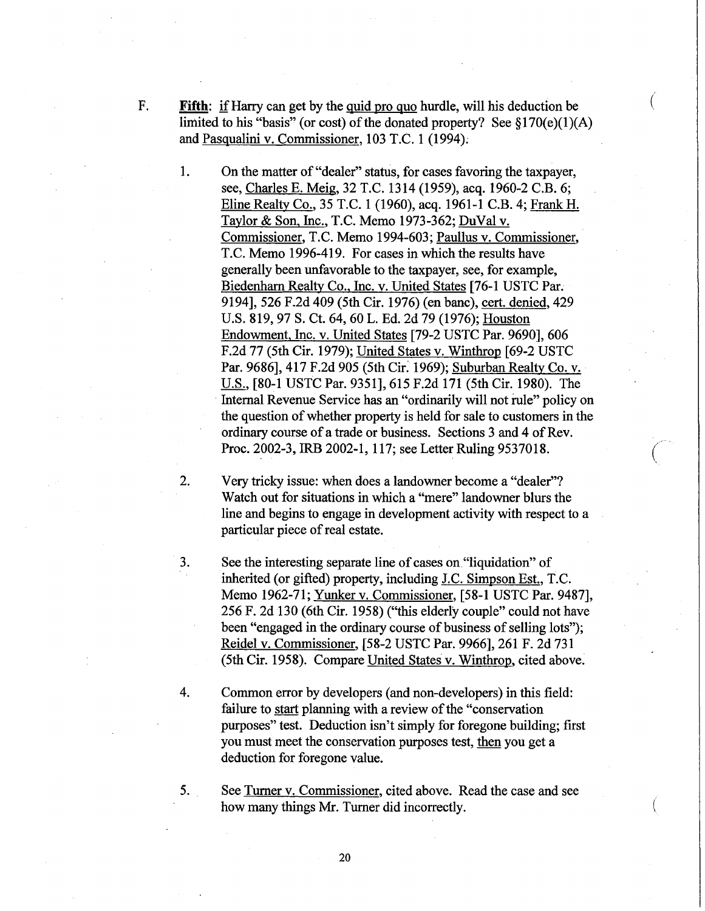F. **Fifth**: if Harry can get by the quid pro quo hurdle, will his deduction be limited to his "basis" (or cost) of the donated property? See §170(e)(1)(A) and Pasqualini v. Commissioner, 103 T.C. 1 (1994).

1. On the matter of "dealer" status, for cases favoring the taxpayer, see, Charles E. Meig, 32 T.C. 1314 (1959), acq. 1960-2 C.B. 6; Eline Realty Co., 35 T.C. 1 (1960), acq. 1961-1 C.B. 4; Frank H. Taylor & Son, Inc., T.C. Memo 1973-362; DuVal v. Commissioner, T.C. Memo 1994-603; Paullus v. Commissioner, T.C. Memo 1996-419. For cases in which the results have generally been unfavorable to the taxpayer, see, for example, Biedenharn Realty Co., Inc. v. United States [76-1 USTC Par. 9194], 526 F.2d 409 (5th Cir. 1976) (en banc), cert. denied, 429 U.S. 819, 97 S. Ct. 64, 60 L. Ed. 2d 79 (1976); Houston Endowment, Inc. v. United States [79-2 USTC Par. 9690], 606 F.2d 77 (5th Cir. 1979); United States v. Winthrop [69-2 USTC Par. 9686], 417 F.2d 905 (5th Cir. 1969); Suburban Realty Co. v. U.S., [80-1 USTC Par. 9351], 615 F.2d 171 (5th Cir. 1980). The Internal Revenue Service has an "ordinarily will not rule" policy on the question of whether property is held for sale to customers in the ordinary course of a trade or business. Sections 3 and 4 of Rev. Proc. 2002-3, IRB 2002-1, 117; see Letter Ruling 9537018.

2. Very tricky issue: when does a landowner become a "dealer"? Watch out for situations in which a "mere" landowner blurs the line and begins to engage in development activity with respect to a particular piece of real estate.

3. See the interesting separate line of cases on "liquidation" of inherited (or gifted) property, including J.C. Simpson Est., T.C. Memo 1962-71; Yunker v. Commissioner, [58-1 USTC Par. 9487], 256 F. 2d 130 (6th Cir. 1958) ("this elderly couple" could not have been "engaged in the ordinary course of business of selling lots"); Reidel v. Commissioner, [58-2 USTC Par. 9966], 261 F. 2d 731 (5th Cir. 1958). Compare United States v. Winthrop, cited above.

4. Common error by developers (and non-developers) in this field: failure to start planning with a review of the "conservation purposes" test. Deduction isn't simply for foregone building; first you must meet the conservation purposes test, then you get a deduction for foregone value.

5. See Turner v. Commissioner, cited above. Read the case and see how many things Mr. Turner did incorrectly.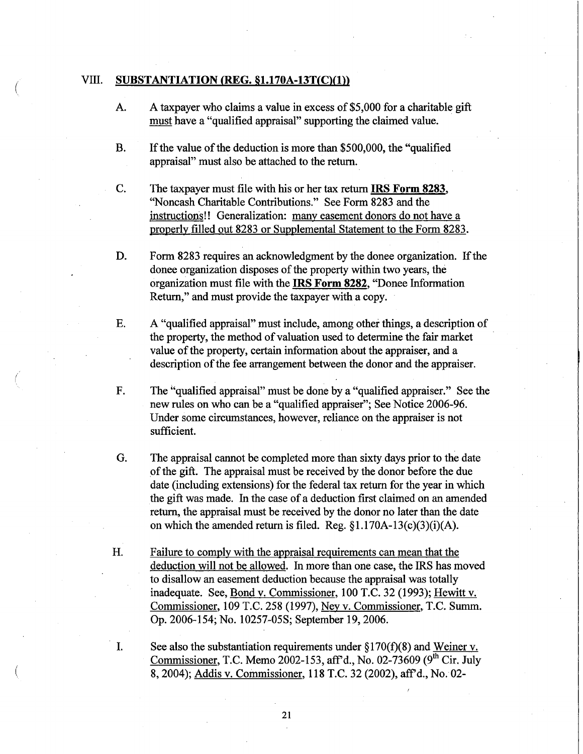## VIII. SUBSTANTIATION (REG. §1.170A-13T(C)(1))

A. A taxpayer who claims a value in excess of $5,000 for a charitable gift must have a "qualified appraisal" supporting the claimed value.

B. If the value of the deduction is more than $500,000, the "qualified appraisal" must also be attached to the return.

C. The taxpayer must file with his or her tax return **IRS Form 8283**, "Noncash Charitable Contributions." See Form 8283 and the instructions!! Generalization: many easement donors do not have a properly filled out 8283 or Supplemental Statement to the Form 8283.

D. Form 8283 requires an acknowledgment by the donee organization. If the donee organization disposes of the property within two years, the organization must file with the **IRS Form 8282**, "Donee Information Return," and must provide the taxpayer with a copy.

E. A "qualified appraisal" must include, among other things, a description of the property, the method of valuation used to determine the fair market value of the property, certain information about the appraiser, and a description of the fee arrangement between the donor and the appraiser.

F. The "qualified appraisal" must be done by a "qualified appraiser." See the new rules on who can be a "qualified appraiser"; See Notice 2006-96. Under some circumstances, however, reliance on the appraiser is not sufficient.

G. The appraisal cannot be completed more than sixty days prior to the date of the gift. The appraisal must be received by the donor before the due date (including extensions) for the federal tax return for the year in which the gift was made. In the case of a deduction first claimed on an amended return, the appraisal must be received by the donor no later than the date on which the amended return is filed. Reg. §1.170A-13(c)(3)(i)(A).

H. Failure to comply with the appraisal requirements can mean that the deduction will not be allowed. In more than one case, the IRS has moved to disallow an easement deduction because the appraisal was totally inadequate. See, Bond v. Commissioner, 100 T.C. 32 (1993); Hewitt v. Commissioner, 109 T.C. 258 (1997), Ney v. Commissioner, T.C. Summ. Op. 2006-154; No. 10257-05S; September 19, 2006.

I. See also the substantiation requirements under §170(f)(8) and Weiner v. Commissioner, T.C. Memo 2002-153, aff'd., No. 02-73609 (9th Cir. July 8, 2004); Addis v. Commissioner, 118 T.C. 32 (2002), aff'd., No. 02-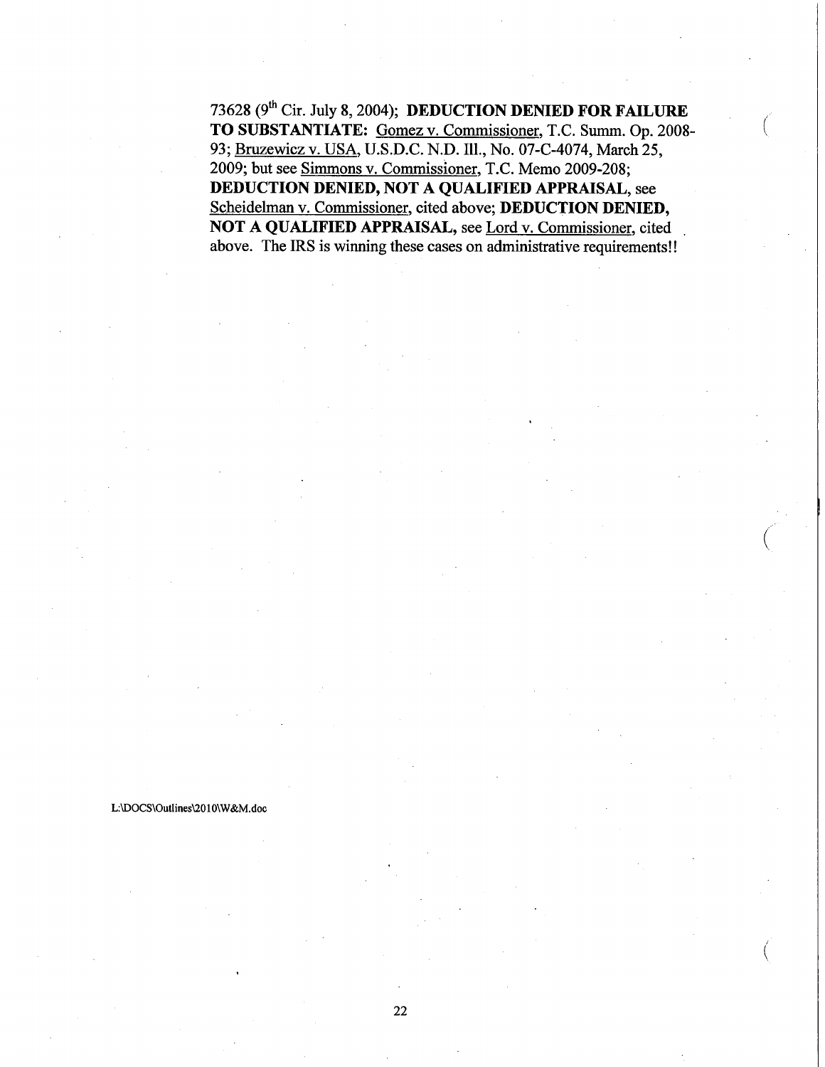73628 (9th Cir. July 8, 2004); **DEDUCTION DENIED FOR FAILURE TO SUBSTANTIATE:** Gomez v. Commissioner, T.C. Summ. Op. 2008-93; Bruzewicz v. USA, U.S.D.C. N.D. Ill., No. 07-C-4074, March 25, 2009; but see Simmons v. Commissioner, T.C. Memo 2009-208; **DEDUCTION DENIED, NOT A QUALIFIED APPRAISAL,** see Scheidelman v. Commissioner, cited above; **DEDUCTION DENIED, NOT A QUALIFIED APPRAISAL,** see Lord v. Commissioner, cited above. The IRS is winning these cases on administrative requirements!!

L:\DOCS\Outlines\2010\W&M.doc